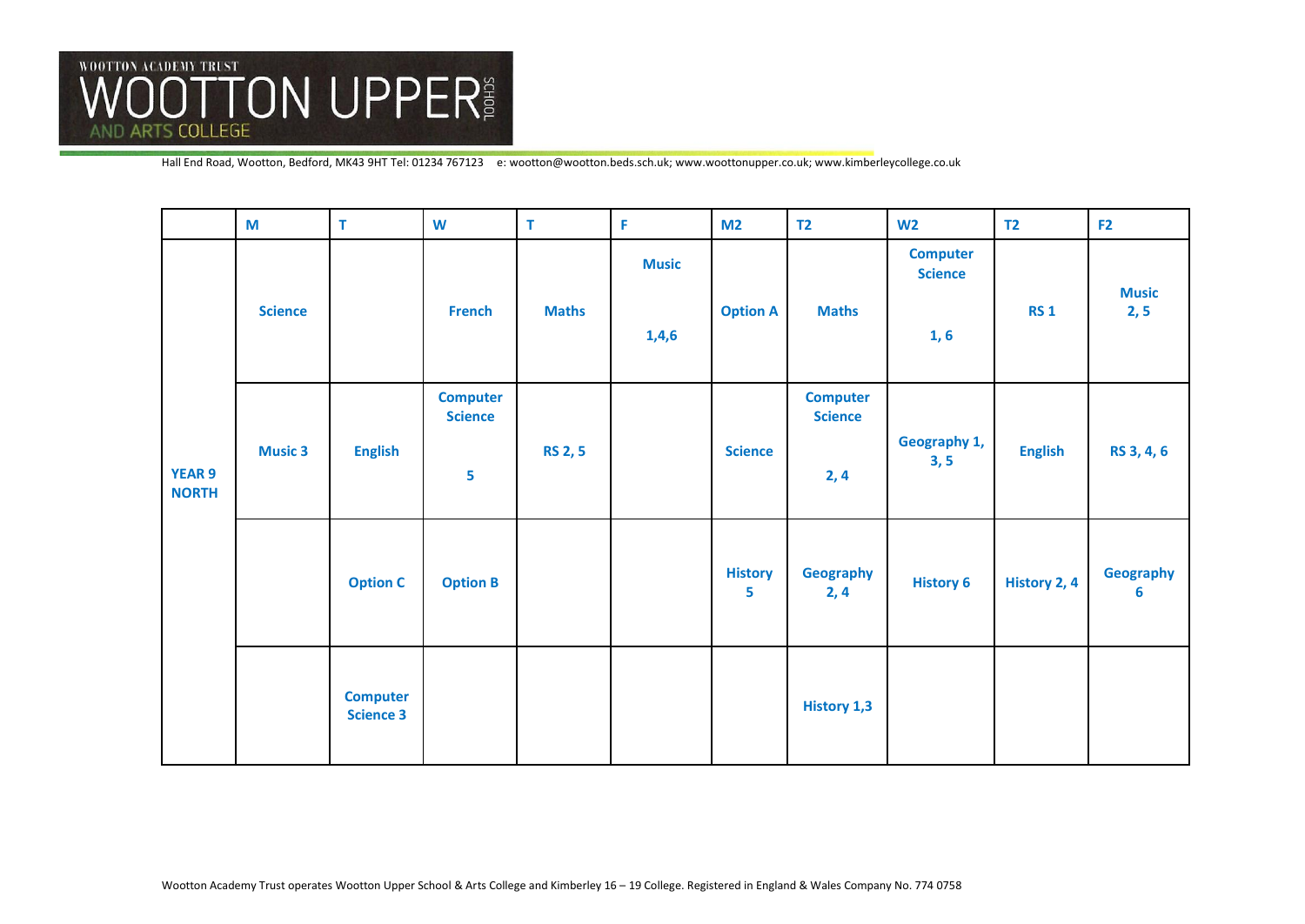WOOTTON ACADEMY TRUST
# WOOTTON UPPER SCHOOL
AND ARTS COLLEGE

Hall End Road, Wootton, Bedford, MK43 9HT Tel: 01234 767123 e: wootton@wootton.beds.sch.uk; www.woottonupper.co.uk; www.kimberleycollege.co.uk

| | M | T | W | T | F | M2 | T2 | W2 | T2 | F2 |
|---|---|---|---|---|---|---|---|---|---|---|
| YEAR 9 NORTH | Science | | French | Maths | Music 1,4,6 | Option A | Maths | Computer Science 1, 6 | RS 1 | Music 2, 5 |
| | Music 3 | English | Computer Science 5 | RS 2, 5 | | Science | Computer Science 2, 4 | Geography 1, 3, 5 | English | RS 3, 4, 6 |
| | | Option C | Option B | | | History 5 | Geography 2, 4 | History 6 | History 2, 4 | Geography 6 |
| | | Computer Science 3 | | | | | History 1,3 | | | |

Wootton Academy Trust operates Wootton Upper School & Arts College and Kimberley 16 – 19 College. Registered in England & Wales Company No. 774 0758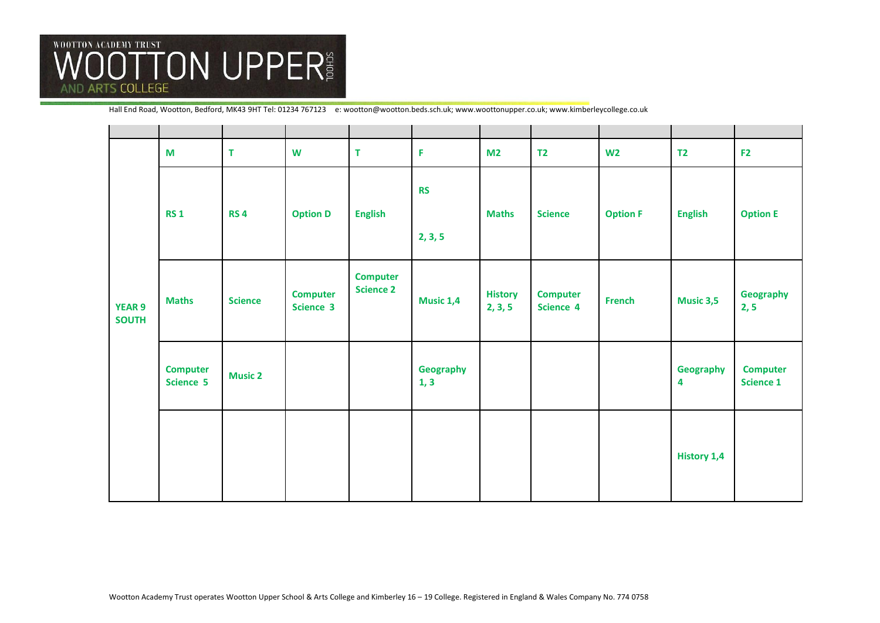WOOTTON ACADEMY TRUST

# WOOTTON UPPER SCHOOL

AND ARTS COLLEGE

Hall End Road, Wootton, Bedford, MK43 9HT Tel: 01234 767123 e: wootton@wootton.beds.sch.uk; www.woottonupper.co.uk; www.kimberleycollege.co.uk

| | | | | | | | | | | |
|---|---|---|---|---|---|---|---|---|---|---|
| **YEAR 9 SOUTH** | **M** | **T** | **W** | **T** | **F** | **M2** | **T2** | **W2** | **T2** | **F2** |
| | **RS 1** | **RS 4** | **Option D** | **English** | **RS 2, 3, 5** | **Maths** | **Science** | **Option F** | **English** | **Option E** |
| | **Maths** | **Science** | **Computer Science 3** | **Computer Science 2** | **Music 1,4** | **History 2, 3, 5** | **Computer Science 4** | **French** | **Music 3,5** | **Geography 2, 5** |
| | **Computer Science 5** | **Music 2** | | | **Geography 1, 3** | | | | **Geography 4** | **Computer Science 1** |
| | | | | | | | | | **History 1,4** | |

Wootton Academy Trust operates Wootton Upper School & Arts College and Kimberley 16 – 19 College. Registered in England & Wales Company No. 774 0758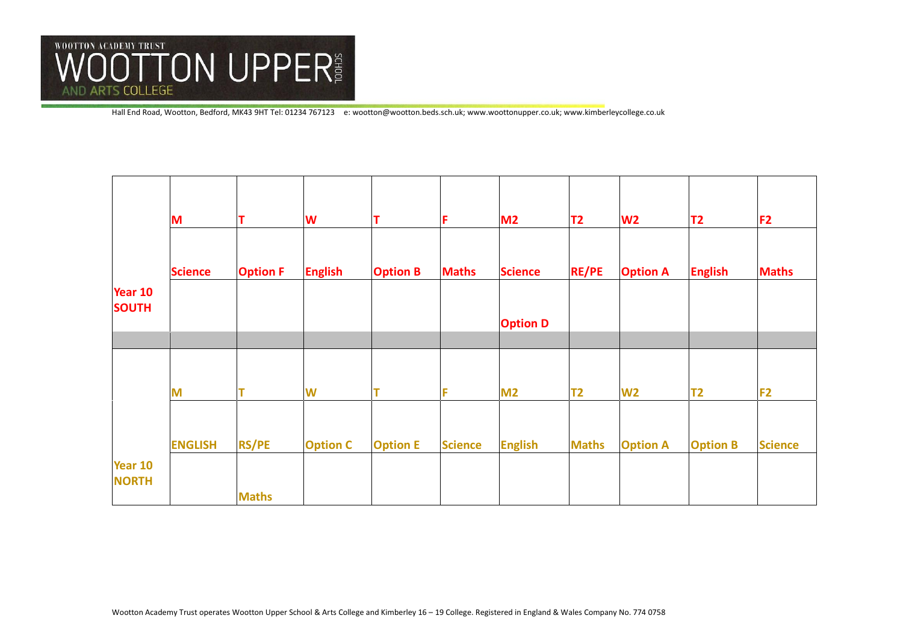WOOTTON ACADEMY TRUST
WOOTTON UPPER SCHOOL
AND ARTS COLLEGE

Hall End Road, Wootton, Bedford, MK43 9HT Tel: 01234 767123 e: wootton@wootton.beds.sch.uk; www.woottonupper.co.uk; www.kimberleycollege.co.uk

| | M | T | W | T | F | M2 | T2 | W2 | T2 | F2 |
|---|---|---|---|---|---|---|---|---|---|---|
| **Year 10 SOUTH** | **Science** | **Option F** | **English** | **Option B** | **Maths** | **Science** | **RE/PE** | **Option A** | **English** | **Maths** |
| | | | | | | **Option D** | | | | |
| | | | | | | | | | | |
| | **M** | **T** | **W** | **T** | **F** | **M2** | **T2** | **W2** | **T2** | **F2** |
| **Year 10 NORTH** | **ENGLISH** | **RS/PE** | **Option C** | **Option E** | **Science** | **English** | **Maths** | **Option A** | **Option B** | **Science** |
| | | **Maths** | | | | | | | | |

Wootton Academy Trust operates Wootton Upper School & Arts College and Kimberley 16 – 19 College. Registered in England & Wales Company No. 774 0758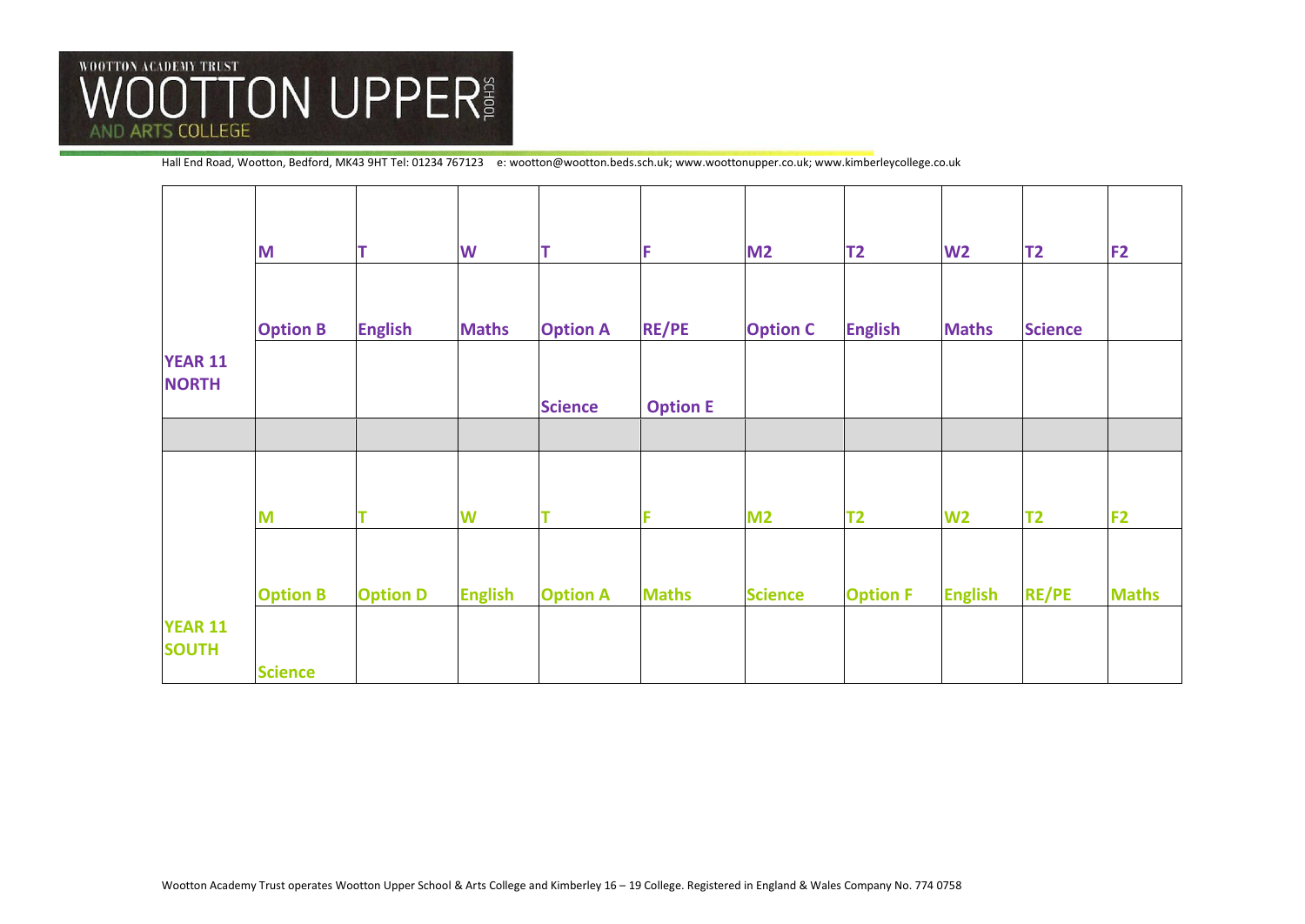WOOTTON ACADEMY TRUST
WOOTTON UPPER SCHOOL
AND ARTS COLLEGE

Hall End Road, Wootton, Bedford, MK43 9HT Tel: 01234 767123 e: wootton@wootton.beds.sch.uk; www.woottonupper.co.uk; www.kimberleycollege.co.uk

| | | | | | | | | | | |
|---|---|---|---|---|---|---|---|---|---|---|
| | **M** | **T** | **W** | **T** | **F** | **M2** | **T2** | **W2** | **T2** | **F2** |
| | **Option B** | **English** | **Maths** | **Option A** | **RE/PE** | **Option C** | **English** | **Maths** | **Science** | |
| **YEAR 11 NORTH** | | | | **Science** | **Option E** | | | | | |
| | | | | | | | | | | |
| | **M** | **T** | **W** | **T** | **F** | **M2** | **T2** | **W2** | **T2** | **F2** |
| | **Option B** | **Option D** | **English** | **Option A** | **Maths** | **Science** | **Option F** | **English** | **RE/PE** | **Maths** |
| **YEAR 11 SOUTH** | **Science** | | | | | | | | | |

Wootton Academy Trust operates Wootton Upper School & Arts College and Kimberley 16 – 19 College. Registered in England & Wales Company No. 774 0758